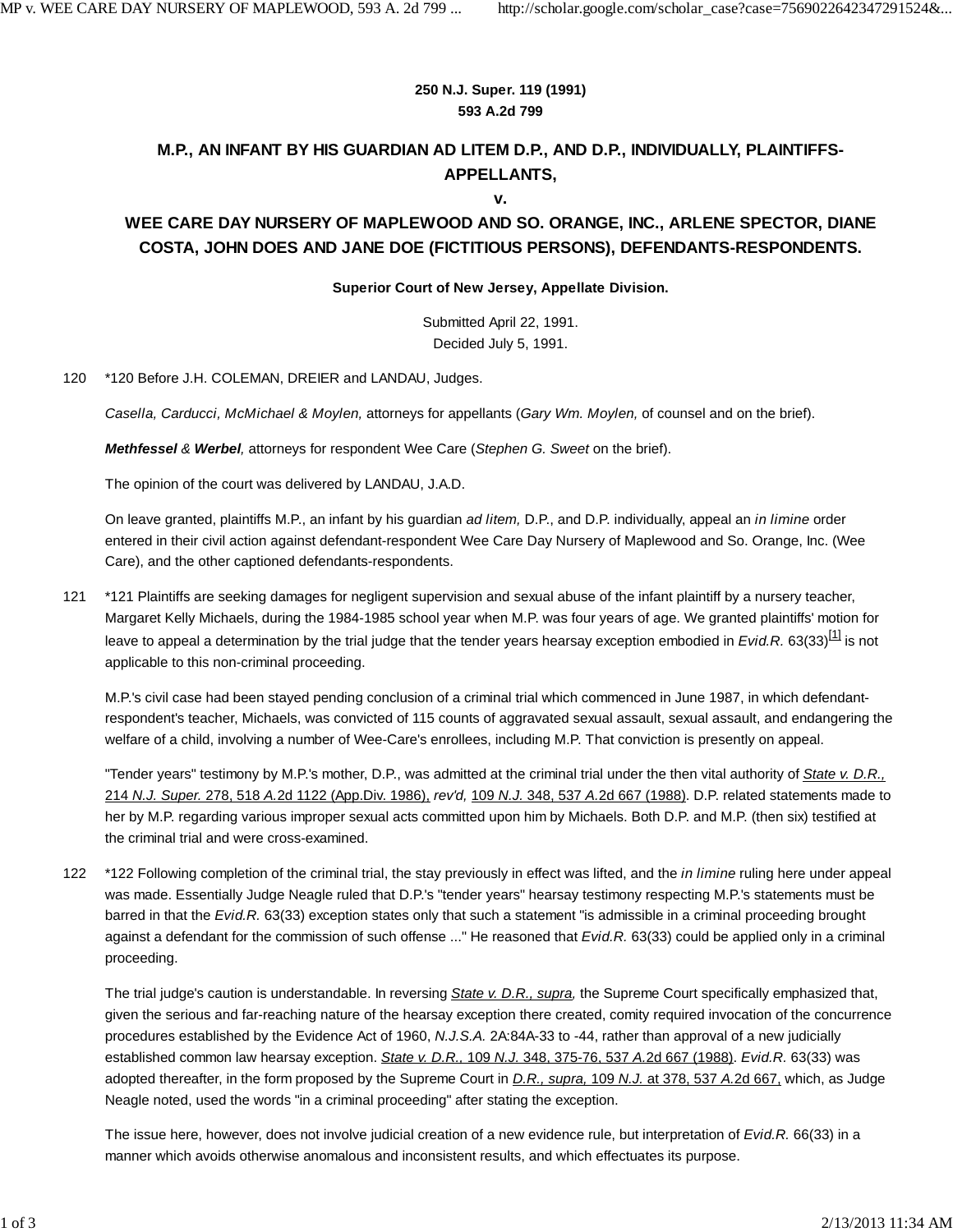**250 N.J. Super. 119 (1991)**
**593 A.2d 799**

# M.P., AN INFANT BY HIS GUARDIAN AD LITEM D.P., AND D.P., INDIVIDUALLY, PLAINTIFFS-APPELLANTS,
# v.
# WEE CARE DAY NURSERY OF MAPLEWOOD AND SO. ORANGE, INC., ARLENE SPECTOR, DIANE COSTA, JOHN DOES AND JANE DOE (FICTITIOUS PERSONS), DEFENDANTS-RESPONDENTS.

**Superior Court of New Jersey, Appellate Division.**

Submitted April 22, 1991.
Decided July 5, 1991.

120 *120 Before J.H. COLEMAN, DREIER and LANDAU, Judges.

*Casella, Carducci, McMichael & Moylen,* attorneys for appellants (*Gary Wm. Moylen,* of counsel and on the brief).

***Methfessel** & **Werbel**,* attorneys for respondent Wee Care (*Stephen G. Sweet* on the brief).

The opinion of the court was delivered by LANDAU, J.A.D.

On leave granted, plaintiffs M.P., an infant by his guardian *ad litem,* D.P., and D.P. individually, appeal an *in limine* order entered in their civil action against defendant-respondent Wee Care Day Nursery of Maplewood and So. Orange, Inc. (Wee Care), and the other captioned defendants-respondents.

121 *121 Plaintiffs are seeking damages for negligent supervision and sexual abuse of the infant plaintiff by a nursery teacher, Margaret Kelly Michaels, during the 1984-1985 school year when M.P. was four years of age. We granted plaintiffs' motion for leave to appeal a determination by the trial judge that the tender years hearsay exception embodied in *Evid.R.* 63(33)[1] is not applicable to this non-criminal proceeding.

M.P.'s civil case had been stayed pending conclusion of a criminal trial which commenced in June 1987, in which defendant-respondent's teacher, Michaels, was convicted of 115 counts of aggravated sexual assault, sexual assault, and endangering the welfare of a child, involving a number of Wee-Care's enrollees, including M.P. That conviction is presently on appeal.

"Tender years" testimony by M.P.'s mother, D.P., was admitted at the criminal trial under the then vital authority of *State v. D.R.,* 214 *N.J. Super.* 278, 518 *A.*2d 1122 (App.Div. 1986), *rev'd,* 109 *N.J.* 348, 537 *A.*2d 667 (1988). D.P. related statements made to her by M.P. regarding various improper sexual acts committed upon him by Michaels. Both D.P. and M.P. (then six) testified at the criminal trial and were cross-examined.

122 *122 Following completion of the criminal trial, the stay previously in effect was lifted, and the *in limine* ruling here under appeal was made. Essentially Judge Neagle ruled that D.P.'s "tender years" hearsay testimony respecting M.P.'s statements must be barred in that the *Evid.R.* 63(33) exception states only that such a statement "is admissible in a criminal proceeding brought against a defendant for the commission of such offense ..." He reasoned that *Evid.R.* 63(33) could be applied only in a criminal proceeding.

The trial judge's caution is understandable. In reversing *State v. D.R., supra,* the Supreme Court specifically emphasized that, given the serious and far-reaching nature of the hearsay exception there created, comity required invocation of the concurrence procedures established by the Evidence Act of 1960, *N.J.S.A.* 2A:84A-33 to -44, rather than approval of a new judicially established common law hearsay exception. *State v. D.R.,* 109 *N.J.* 348, 375-76, 537 *A.*2d 667 (1988). *Evid.R.* 63(33) was adopted thereafter, in the form proposed by the Supreme Court in *D.R., supra,* 109 *N.J.* at 378, 537 *A.*2d 667, which, as Judge Neagle noted, used the words "in a criminal proceeding" after stating the exception.

The issue here, however, does not involve judicial creation of a new evidence rule, but interpretation of *Evid.R.* 66(33) in a manner which avoids otherwise anomalous and inconsistent results, and which effectuates its purpose.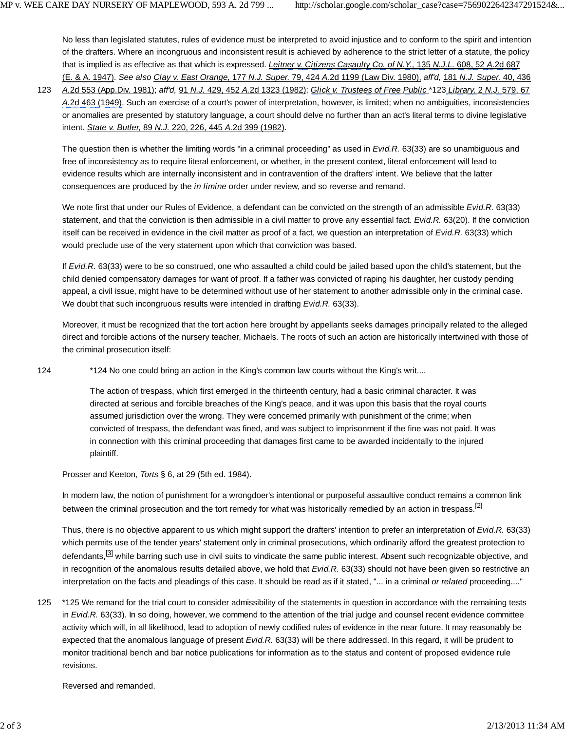No less than legislated statutes, rules of evidence must be interpreted to avoid injustice and to conform to the spirit and intention of the drafters. Where an incongruous and inconsistent result is achieved by adherence to the strict letter of a statute, the policy that is implied is as effective as that which is expressed. *Leitner v. Citizens Casaulty Co. of N.Y.,* 135 *N.J.L.* 608, 52 *A.*2d 687 (E. & A. 1947). *See also Clay v. East Orange,* 177 *N.J. Super.* 79, 424 *A.*2d 1199 (Law Div. 1980), *aff'd,* 181 *N.J. Super.* 40, 436 *A.*2d 553 (App.Div. 1981); *aff'd,* 91 *N.J.* 429, 452 *A.*2d 1323 (1982); *Glick v. Trustees of Free Public* *123 *Library,* 2 *N.J.* 579, 67 *A.*2d 463 (1949). Such an exercise of a court's power of interpretation, however, is limited; when no ambiguities, inconsistencies or anomalies are presented by statutory language, a court should delve no further than an act's literal terms to divine legislative intent. *State v. Butler,* 89 *N.J.* 220, 226, 445 *A.*2d 399 (1982).

The question then is whether the limiting words "in a criminal proceeding" as used in *Evid.R.* 63(33) are so unambiguous and free of inconsistency as to require literal enforcement, or whether, in the present context, literal enforcement will lead to evidence results which are internally inconsistent and in contravention of the drafters' intent. We believe that the latter consequences are produced by the *in limine* order under review, and so reverse and remand.

We note first that under our Rules of Evidence, a defendant can be convicted on the strength of an admissible *Evid.R.* 63(33) statement, and that the conviction is then admissible in a civil matter to prove any essential fact. *Evid.R.* 63(20). If the conviction itself can be received in evidence in the civil matter as proof of a fact, we question an interpretation of *Evid.R.* 63(33) which would preclude use of the very statement upon which that conviction was based.

If *Evid.R.* 63(33) were to be so construed, one who assaulted a child could be jailed based upon the child's statement, but the child denied compensatory damages for want of proof. If a father was convicted of raping his daughter, her custody pending appeal, a civil issue, might have to be determined without use of her statement to another admissible only in the criminal case. We doubt that such incongruous results were intended in drafting *Evid.R.* 63(33).

Moreover, it must be recognized that the tort action here brought by appellants seeks damages principally related to the alleged direct and forcible actions of the nursery teacher, Michaels. The roots of such an action are historically intertwined with those of the criminal prosecution itself:

> *124 No one could bring an action in the King's common law courts without the King's writ....
>
> The action of trespass, which first emerged in the thirteenth century, had a basic criminal character. It was directed at serious and forcible breaches of the King's peace, and it was upon this basis that the royal courts assumed jurisdiction over the wrong. They were concerned primarily with punishment of the crime; when convicted of trespass, the defendant was fined, and was subject to imprisonment if the fine was not paid. It was in connection with this criminal proceeding that damages first came to be awarded incidentally to the injured plaintiff.

Prosser and Keeton, *Torts* § 6, at 29 (5th ed. 1984).

In modern law, the notion of punishment for a wrongdoer's intentional or purposeful assaultive conduct remains a common link between the criminal prosecution and the tort remedy for what was historically remedied by an action in trespass.[2]

Thus, there is no objective apparent to us which might support the drafters' intention to prefer an interpretation of *Evid.R.* 63(33) which permits use of the tender years' statement only in criminal prosecutions, which ordinarily afford the greatest protection to defendants,[3] while barring such use in civil suits to vindicate the same public interest. Absent such recognizable objective, and in recognition of the anomalous results detailed above, we hold that *Evid.R.* 63(33) should not have been given so restrictive an interpretation on the facts and pleadings of this case. It should be read as if it stated, "... in a criminal *or related* proceeding...."

*125 We remand for the trial court to consider admissibility of the statements in question in accordance with the remaining tests in *Evid.R.* 63(33). In so doing, however, we commend to the attention of the trial judge and counsel recent evidence committee activity which will, in all likelihood, lead to adoption of newly codified rules of evidence in the near future. It may reasonably be expected that the anomalous language of present *Evid.R.* 63(33) will be there addressed. In this regard, it will be prudent to monitor traditional bench and bar notice publications for information as to the status and content of proposed evidence rule revisions.

Reversed and remanded.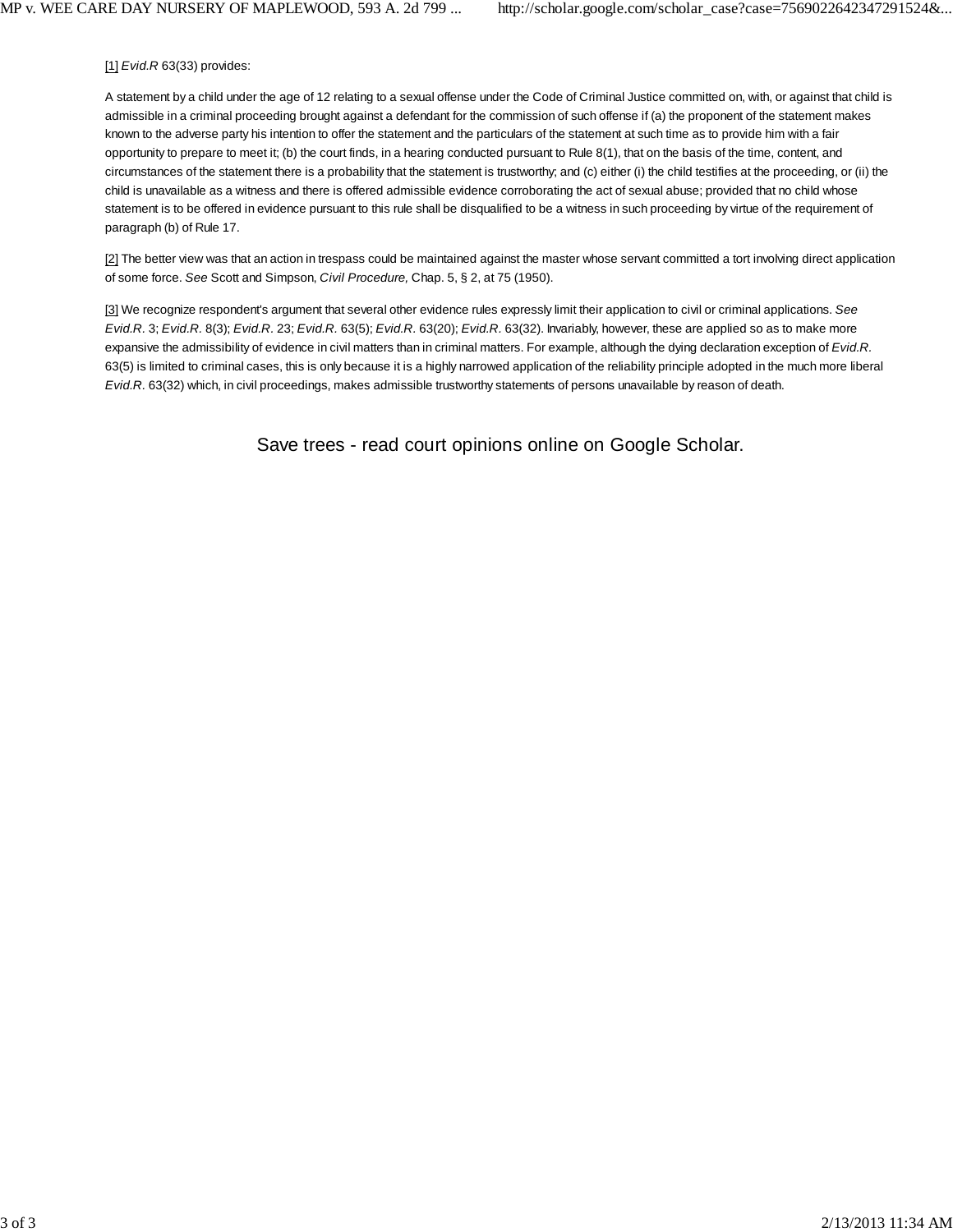[1] *Evid.R* 63(33) provides:

A statement by a child under the age of 12 relating to a sexual offense under the Code of Criminal Justice committed on, with, or against that child is admissible in a criminal proceeding brought against a defendant for the commission of such offense if (a) the proponent of the statement makes known to the adverse party his intention to offer the statement and the particulars of the statement at such time as to provide him with a fair opportunity to prepare to meet it; (b) the court finds, in a hearing conducted pursuant to Rule 8(1), that on the basis of the time, content, and circumstances of the statement there is a probability that the statement is trustworthy; and (c) either (i) the child testifies at the proceeding, or (ii) the child is unavailable as a witness and there is offered admissible evidence corroborating the act of sexual abuse; provided that no child whose statement is to be offered in evidence pursuant to this rule shall be disqualified to be a witness in such proceeding by virtue of the requirement of paragraph (b) of Rule 17.

[2] The better view was that an action in trespass could be maintained against the master whose servant committed a tort involving direct application of some force. *See* Scott and Simpson, *Civil Procedure,* Chap. 5, § 2, at 75 (1950).

[3] We recognize respondent's argument that several other evidence rules expressly limit their application to civil or criminal applications. *See Evid.R.* 3; *Evid.R.* 8(3); *Evid.R.* 23; *Evid.R.* 63(5); *Evid.R.* 63(20); *Evid.R.* 63(32). Invariably, however, these are applied so as to make more expansive the admissibility of evidence in civil matters than in criminal matters. For example, although the dying declaration exception of *Evid.R.* 63(5) is limited to criminal cases, this is only because it is a highly narrowed application of the reliability principle adopted in the much more liberal *Evid.R.* 63(32) which, in civil proceedings, makes admissible trustworthy statements of persons unavailable by reason of death.

Save trees - read court opinions online on Google Scholar.